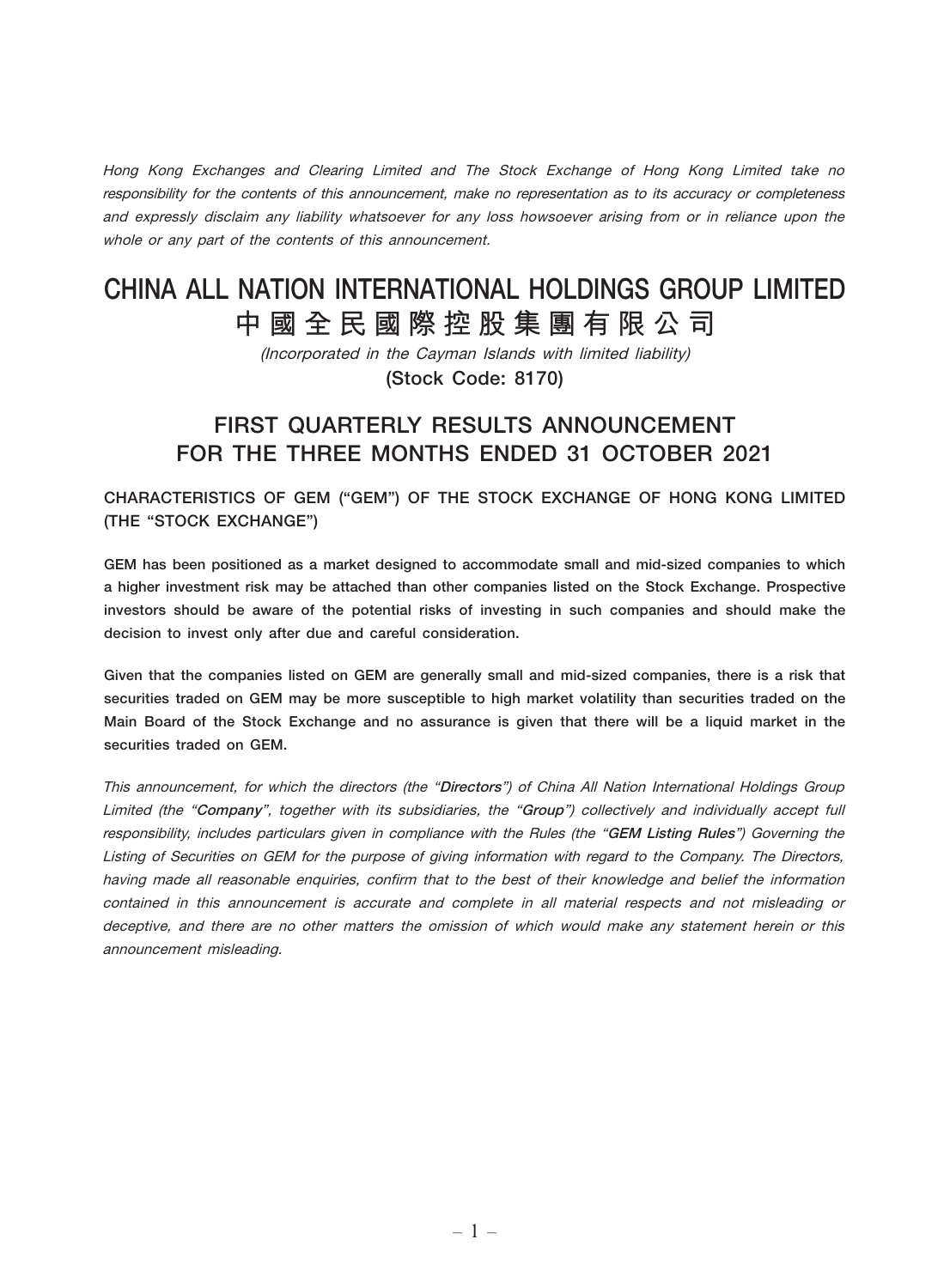*Hong Kong Exchanges and Clearing Limited and The Stock Exchange of Hong Kong Limited take no responsibility for the contents of this announcement, make no representation as to its accuracy or completeness and expressly disclaim any liability whatsoever for any loss howsoever arising from or in reliance upon the whole or any part of the contents of this announcement.*

# CHINA ALL NATION INTERNATIONAL HOLDINGS GROUP LIMITED
# 中國全民國際控股集團有限公司

*(Incorporated in the Cayman Islands with limited liability)*

**(Stock Code: 8170)**

## FIRST QUARTERLY RESULTS ANNOUNCEMENT FOR THE THREE MONTHS ENDED 31 OCTOBER 2021

### CHARACTERISTICS OF GEM ("GEM") OF THE STOCK EXCHANGE OF HONG KONG LIMITED (THE "STOCK EXCHANGE")

**GEM has been positioned as a market designed to accommodate small and mid-sized companies to which a higher investment risk may be attached than other companies listed on the Stock Exchange. Prospective investors should be aware of the potential risks of investing in such companies and should make the decision to invest only after due and careful consideration.**

**Given that the companies listed on GEM are generally small and mid-sized companies, there is a risk that securities traded on GEM may be more susceptible to high market volatility than securities traded on the Main Board of the Stock Exchange and no assurance is given that there will be a liquid market in the securities traded on GEM.**

*This announcement, for which the directors (the "**Directors**") of China All Nation International Holdings Group Limited (the "**Company**", together with its subsidiaries, the "**Group**") collectively and individually accept full responsibility, includes particulars given in compliance with the Rules (the "**GEM Listing Rules**") Governing the Listing of Securities on GEM for the purpose of giving information with regard to the Company. The Directors, having made all reasonable enquiries, confirm that to the best of their knowledge and belief the information contained in this announcement is accurate and complete in all material respects and not misleading or deceptive, and there are no other matters the omission of which would make any statement herein or this announcement misleading.*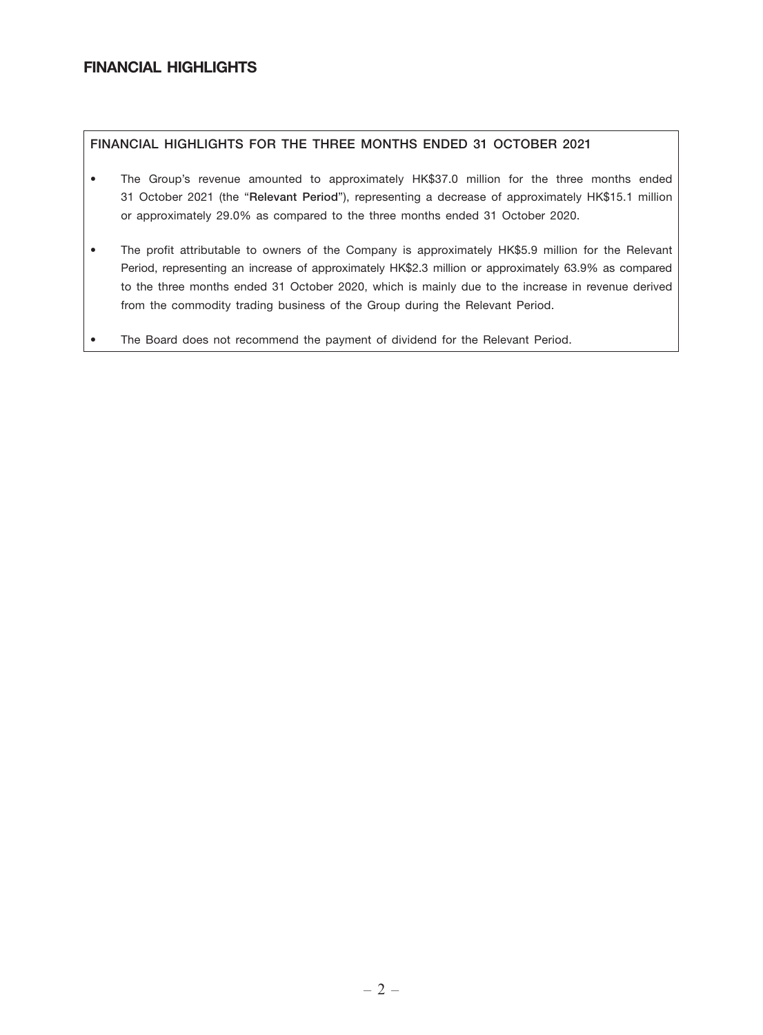# FINANCIAL HIGHLIGHTS

## FINANCIAL HIGHLIGHTS FOR THE THREE MONTHS ENDED 31 OCTOBER 2021

- The Group's revenue amounted to approximately HK$37.0 million for the three months ended 31 October 2021 (the "**Relevant Period**"), representing a decrease of approximately HK$15.1 million or approximately 29.0% as compared to the three months ended 31 October 2020.
- The profit attributable to owners of the Company is approximately HK$5.9 million for the Relevant Period, representing an increase of approximately HK$2.3 million or approximately 63.9% as compared to the three months ended 31 October 2020, which is mainly due to the increase in revenue derived from the commodity trading business of the Group during the Relevant Period.
- The Board does not recommend the payment of dividend for the Relevant Period.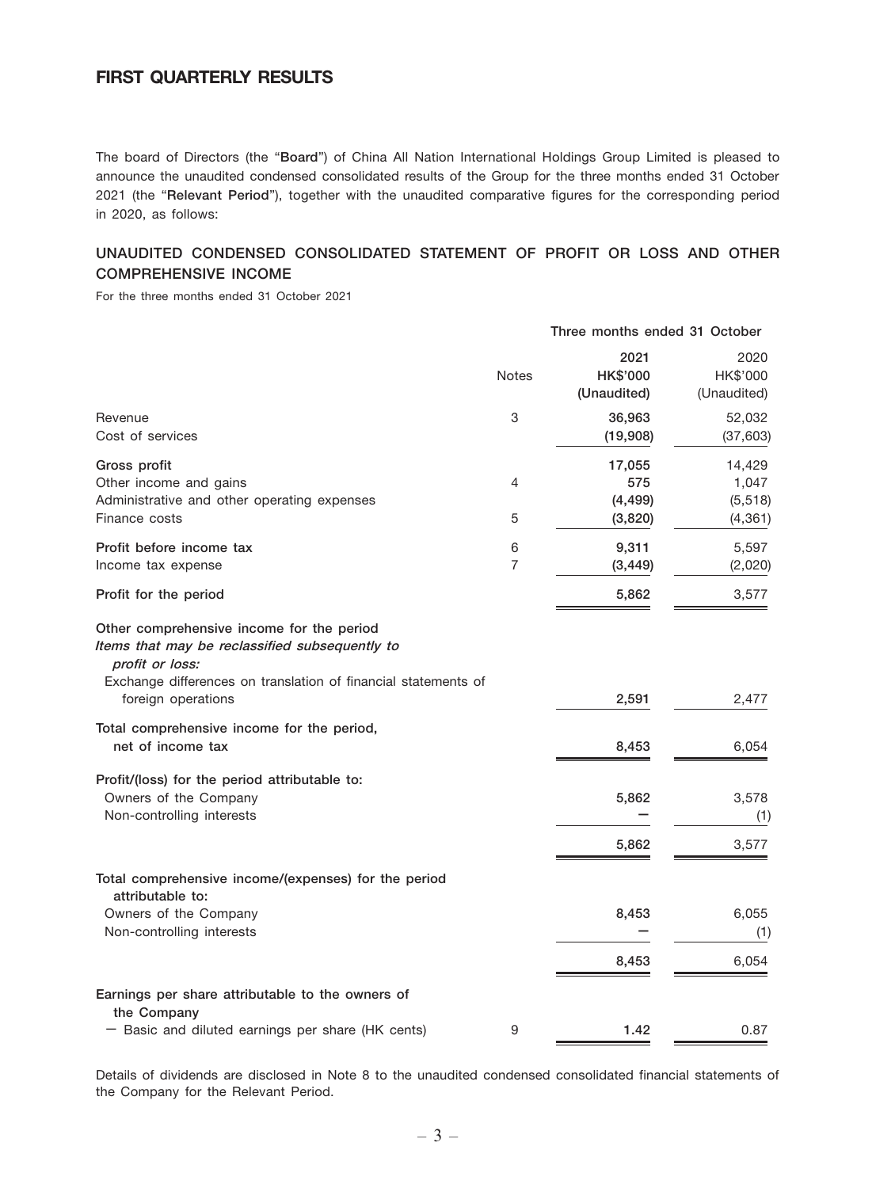## FIRST QUARTERLY RESULTS

The board of Directors (the "**Board**") of China All Nation International Holdings Group Limited is pleased to announce the unaudited condensed consolidated results of the Group for the three months ended 31 October 2021 (the "**Relevant Period**"), together with the unaudited comparative figures for the corresponding period in 2020, as follows:

### UNAUDITED CONDENSED CONSOLIDATED STATEMENT OF PROFIT OR LOSS AND OTHER COMPREHENSIVE INCOME

For the three months ended 31 October 2021

| | Notes | Three months ended 31 October | |
|---|---|---|---|
| | | **2021** | 2020 |
| | | **HK$'000** | HK$'000 |
| | | **(Unaudited)** | (Unaudited) |
| Revenue | 3 | **36,963** | 52,032 |
| Cost of services | | **(19,908)** | (37,603) |
| **Gross profit** | | **17,055** | 14,429 |
| Other income and gains | 4 | **575** | 1,047 |
| Administrative and other operating expenses | | **(4,499)** | (5,518) |
| Finance costs | 5 | **(3,820)** | (4,361) |
| **Profit before income tax** | 6 | **9,311** | 5,597 |
| Income tax expense | 7 | **(3,449)** | (2,020) |
| **Profit for the period** | | **5,862** | 3,577 |
| **Other comprehensive income for the period** | | | |
| ***Items that may be reclassified subsequently to profit or loss:*** | | | |
| Exchange differences on translation of financial statements of foreign operations | | **2,591** | 2,477 |
| **Total comprehensive income for the period, net of income tax** | | **8,453** | 6,054 |
| **Profit/(loss) for the period attributable to:** | | | |
| Owners of the Company | | **5,862** | 3,578 |
| Non-controlling interests | | **–** | (1) |
| | | **5,862** | 3,577 |
| **Total comprehensive income/(expenses) for the period attributable to:** | | | |
| Owners of the Company | | **8,453** | 6,055 |
| Non-controlling interests | | **–** | (1) |
| | | **8,453** | 6,054 |
| **Earnings per share attributable to the owners of the Company** | | | |
| – Basic and diluted earnings per share (HK cents) | 9 | **1.42** | 0.87 |

Details of dividends are disclosed in Note 8 to the unaudited condensed consolidated financial statements of the Company for the Relevant Period.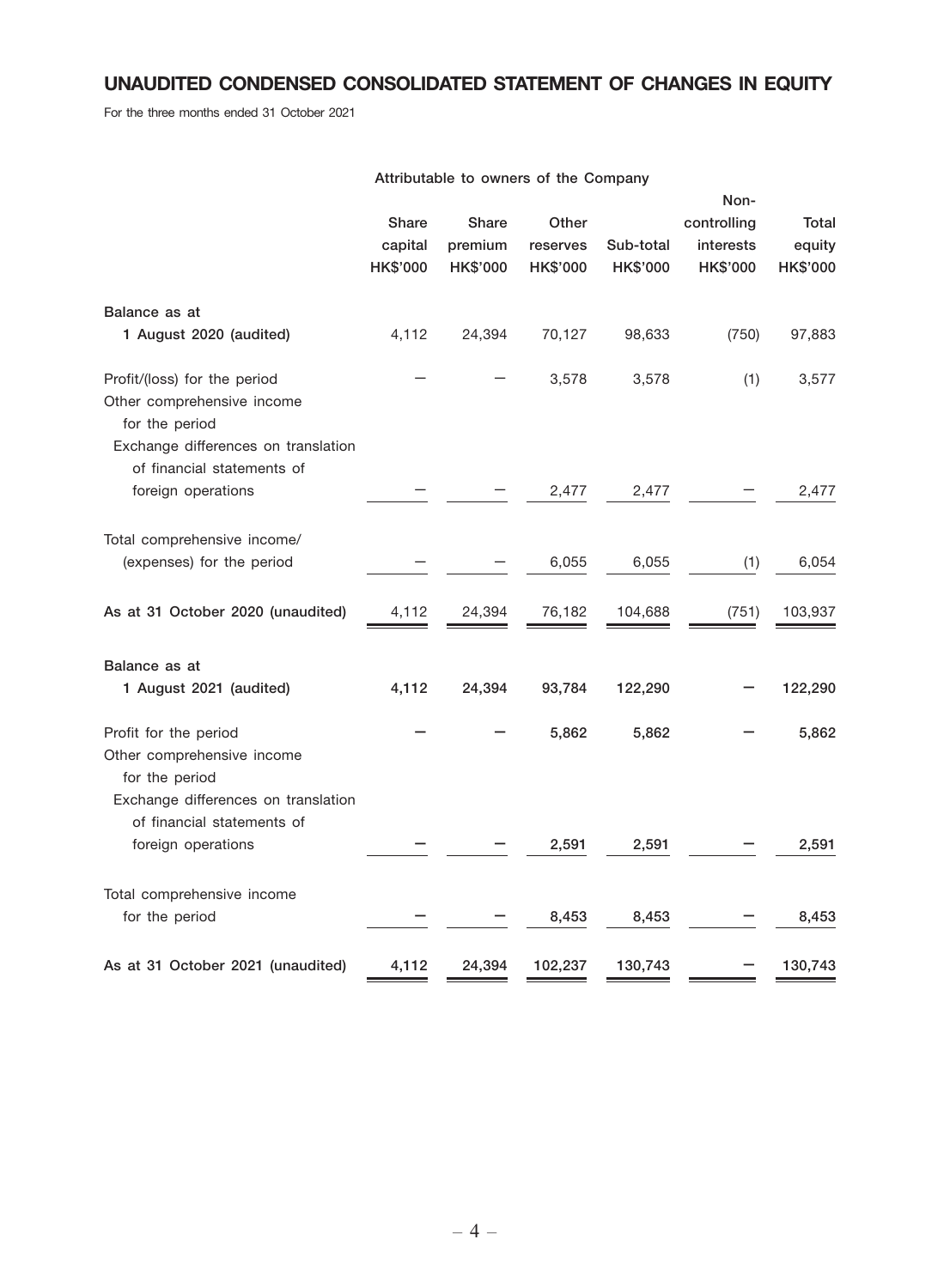## UNAUDITED CONDENSED CONSOLIDATED STATEMENT OF CHANGES IN EQUITY

For the three months ended 31 October 2021

| | Attributable to owners of the Company | | | | | |
|---|---|---|---|---|---|---|
| | Share capital HK$'000 | Share premium HK$'000 | Other reserves HK$'000 | Sub-total HK$'000 | Non-controlling interests HK$'000 | Total equity HK$'000 |
| **Balance as at 1 August 2020 (audited)** | 4,112 | 24,394 | 70,127 | 98,633 | (750) | 97,883 |
| Profit/(loss) for the period | – | – | 3,578 | 3,578 | (1) | 3,577 |
| Other comprehensive income for the period | | | | | | |
| Exchange differences on translation of financial statements of foreign operations | – | – | 2,477 | 2,477 | – | 2,477 |
| Total comprehensive income/ (expenses) for the period | – | – | 6,055 | 6,055 | (1) | 6,054 |
| **As at 31 October 2020 (unaudited)** | 4,112 | 24,394 | 76,182 | 104,688 | (751) | 103,937 |
| **Balance as at 1 August 2021 (audited)** | **4,112** | **24,394** | **93,784** | **122,290** | **–** | **122,290** |
| Profit for the period | **–** | **–** | **5,862** | **5,862** | **–** | **5,862** |
| Other comprehensive income for the period | | | | | | |
| Exchange differences on translation of financial statements of foreign operations | **–** | **–** | **2,591** | **2,591** | **–** | **2,591** |
| Total comprehensive income for the period | **–** | **–** | **8,453** | **8,453** | **–** | **8,453** |
| **As at 31 October 2021 (unaudited)** | **4,112** | **24,394** | **102,237** | **130,743** | **–** | **130,743** |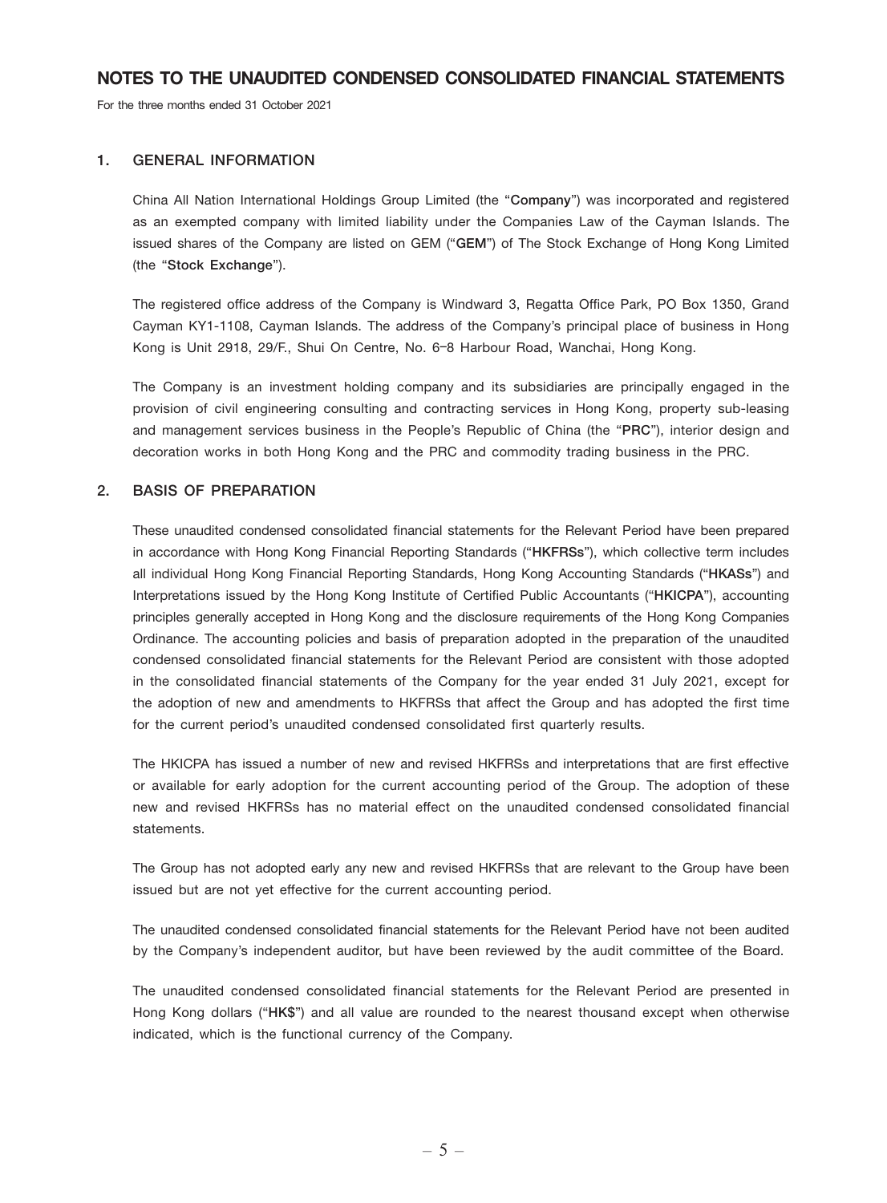# NOTES TO THE UNAUDITED CONDENSED CONSOLIDATED FINANCIAL STATEMENTS

For the three months ended 31 October 2021

## 1. GENERAL INFORMATION

China All Nation International Holdings Group Limited (the "**Company**") was incorporated and registered as an exempted company with limited liability under the Companies Law of the Cayman Islands. The issued shares of the Company are listed on GEM ("**GEM**") of The Stock Exchange of Hong Kong Limited (the "**Stock Exchange**").

The registered office address of the Company is Windward 3, Regatta Office Park, PO Box 1350, Grand Cayman KY1-1108, Cayman Islands. The address of the Company's principal place of business in Hong Kong is Unit 2918, 29/F., Shui On Centre, No. 6–8 Harbour Road, Wanchai, Hong Kong.

The Company is an investment holding company and its subsidiaries are principally engaged in the provision of civil engineering consulting and contracting services in Hong Kong, property sub-leasing and management services business in the People's Republic of China (the "**PRC**"), interior design and decoration works in both Hong Kong and the PRC and commodity trading business in the PRC.

## 2. BASIS OF PREPARATION

These unaudited condensed consolidated financial statements for the Relevant Period have been prepared in accordance with Hong Kong Financial Reporting Standards ("**HKFRSs**"), which collective term includes all individual Hong Kong Financial Reporting Standards, Hong Kong Accounting Standards ("**HKASs**") and Interpretations issued by the Hong Kong Institute of Certified Public Accountants ("**HKICPA**"), accounting principles generally accepted in Hong Kong and the disclosure requirements of the Hong Kong Companies Ordinance. The accounting policies and basis of preparation adopted in the preparation of the unaudited condensed consolidated financial statements for the Relevant Period are consistent with those adopted in the consolidated financial statements of the Company for the year ended 31 July 2021, except for the adoption of new and amendments to HKFRSs that affect the Group and has adopted the first time for the current period's unaudited condensed consolidated first quarterly results.

The HKICPA has issued a number of new and revised HKFRSs and interpretations that are first effective or available for early adoption for the current accounting period of the Group. The adoption of these new and revised HKFRSs has no material effect on the unaudited condensed consolidated financial statements.

The Group has not adopted early any new and revised HKFRSs that are relevant to the Group have been issued but are not yet effective for the current accounting period.

The unaudited condensed consolidated financial statements for the Relevant Period have not been audited by the Company's independent auditor, but have been reviewed by the audit committee of the Board.

The unaudited condensed consolidated financial statements for the Relevant Period are presented in Hong Kong dollars ("**HK$**") and all value are rounded to the nearest thousand except when otherwise indicated, which is the functional currency of the Company.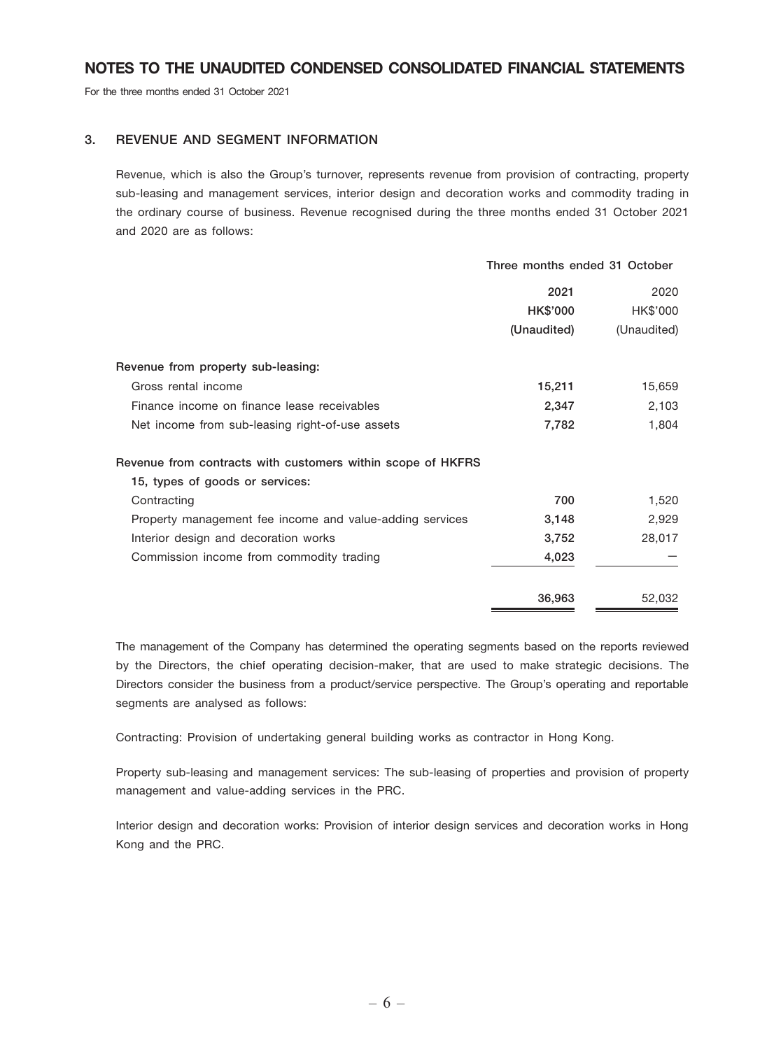## NOTES TO THE UNAUDITED CONDENSED CONSOLIDATED FINANCIAL STATEMENTS

For the three months ended 31 October 2021

### 3. REVENUE AND SEGMENT INFORMATION

Revenue, which is also the Group's turnover, represents revenue from provision of contracting, property sub-leasing and management services, interior design and decoration works and commodity trading in the ordinary course of business. Revenue recognised during the three months ended 31 October 2021 and 2020 are as follows:

| | Three months ended 31 October | |
|---|---|---|
| | **2021** | 2020 |
| | **HK$'000** | HK$'000 |
| | **(Unaudited)** | (Unaudited) |
| **Revenue from property sub-leasing:** | | |
| Gross rental income | **15,211** | 15,659 |
| Finance income on finance lease receivables | **2,347** | 2,103 |
| Net income from sub-leasing right-of-use assets | **7,782** | 1,804 |
| **Revenue from contracts with customers within scope of HKFRS 15, types of goods or services:** | | |
| Contracting | **700** | 1,520 |
| Property management fee income and value-adding services | **3,148** | 2,929 |
| Interior design and decoration works | **3,752** | 28,017 |
| Commission income from commodity trading | **4,023** | — |
| | **36,963** | 52,032 |

The management of the Company has determined the operating segments based on the reports reviewed by the Directors, the chief operating decision-maker, that are used to make strategic decisions. The Directors consider the business from a product/service perspective. The Group's operating and reportable segments are analysed as follows:

Contracting: Provision of undertaking general building works as contractor in Hong Kong.

Property sub-leasing and management services: The sub-leasing of properties and provision of property management and value-adding services in the PRC.

Interior design and decoration works: Provision of interior design services and decoration works in Hong Kong and the PRC.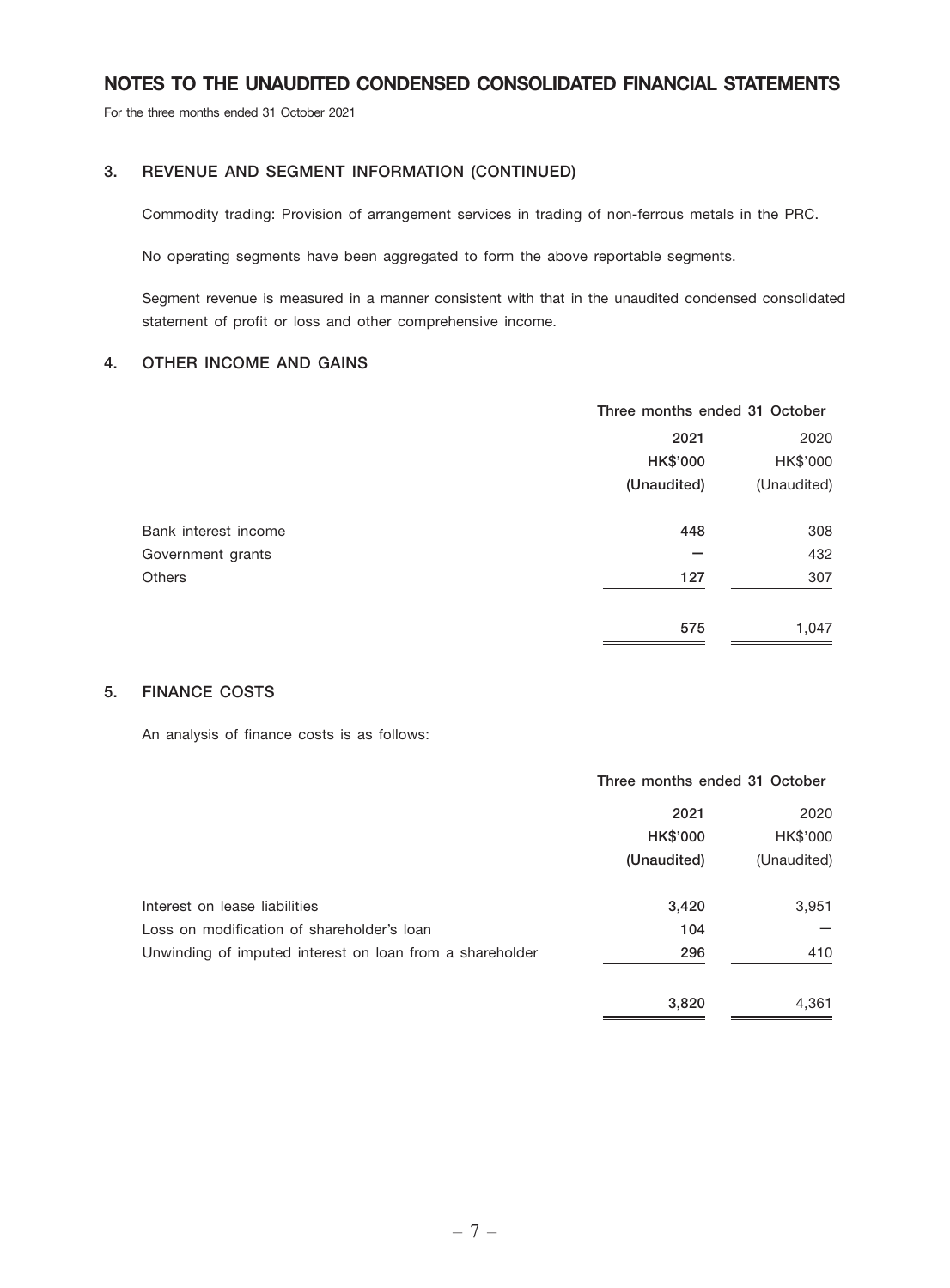# NOTES TO THE UNAUDITED CONDENSED CONSOLIDATED FINANCIAL STATEMENTS

For the three months ended 31 October 2021

## 3. REVENUE AND SEGMENT INFORMATION (CONTINUED)

Commodity trading: Provision of arrangement services in trading of non-ferrous metals in the PRC.

No operating segments have been aggregated to form the above reportable segments.

Segment revenue is measured in a manner consistent with that in the unaudited condensed consolidated statement of profit or loss and other comprehensive income.

## 4. OTHER INCOME AND GAINS

| | Three months ended 31 October | |
|---|---|---|
| | **2021** | 2020 |
| | **HK$'000** | HK$'000 |
| | **(Unaudited)** | (Unaudited) |
| Bank interest income | **448** | 308 |
| Government grants | **—** | 432 |
| Others | **127** | 307 |
| | **575** | 1,047 |

## 5. FINANCE COSTS

An analysis of finance costs is as follows:

| | Three months ended 31 October | |
|---|---|---|
| | **2021** | 2020 |
| | **HK$'000** | HK$'000 |
| | **(Unaudited)** | (Unaudited) |
| Interest on lease liabilities | **3,420** | 3,951 |
| Loss on modification of shareholder's loan | **104** | — |
| Unwinding of imputed interest on loan from a shareholder | **296** | 410 |
| | **3,820** | 4,361 |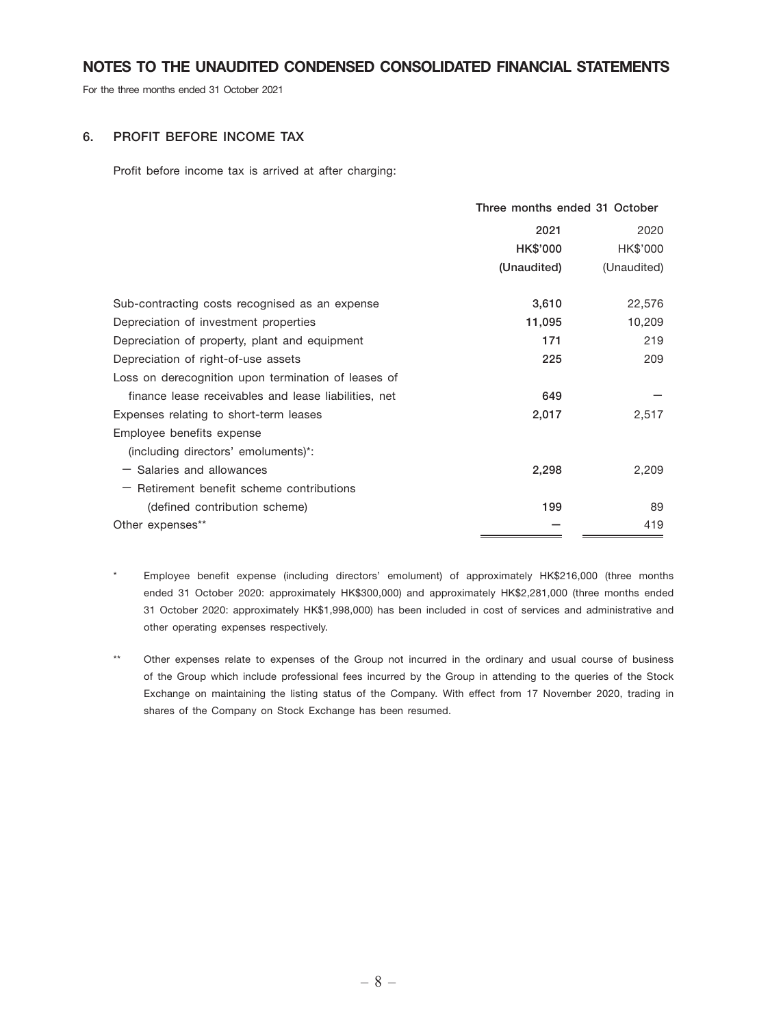# NOTES TO THE UNAUDITED CONDENSED CONSOLIDATED FINANCIAL STATEMENTS

For the three months ended 31 October 2021

## 6. PROFIT BEFORE INCOME TAX

Profit before income tax is arrived at after charging:

| | Three months ended 31 October | |
|---|---|---|
| | **2021** | 2020 |
| | **HK$'000** | HK$'000 |
| | **(Unaudited)** | (Unaudited) |
| Sub-contracting costs recognised as an expense | **3,610** | 22,576 |
| Depreciation of investment properties | **11,095** | 10,209 |
| Depreciation of property, plant and equipment | **171** | 219 |
| Depreciation of right-of-use assets | **225** | 209 |
| Loss on derecognition upon termination of leases of finance lease receivables and lease liabilities, net | **649** | — |
| Expenses relating to short-term leases | **2,017** | 2,517 |
| Employee benefits expense (including directors' emoluments)*: | | |
| — Salaries and allowances | **2,298** | 2,209 |
| — Retirement benefit scheme contributions (defined contribution scheme) | **199** | 89 |
| Other expenses** | **—** | 419 |

\* Employee benefit expense (including directors' emolument) of approximately HK$216,000 (three months ended 31 October 2020: approximately HK$300,000) and approximately HK$2,281,000 (three months ended 31 October 2020: approximately HK$1,998,000) has been included in cost of services and administrative and other operating expenses respectively.

\*\* Other expenses relate to expenses of the Group not incurred in the ordinary and usual course of business of the Group which include professional fees incurred by the Group in attending to the queries of the Stock Exchange on maintaining the listing status of the Company. With effect from 17 November 2020, trading in shares of the Company on Stock Exchange has been resumed.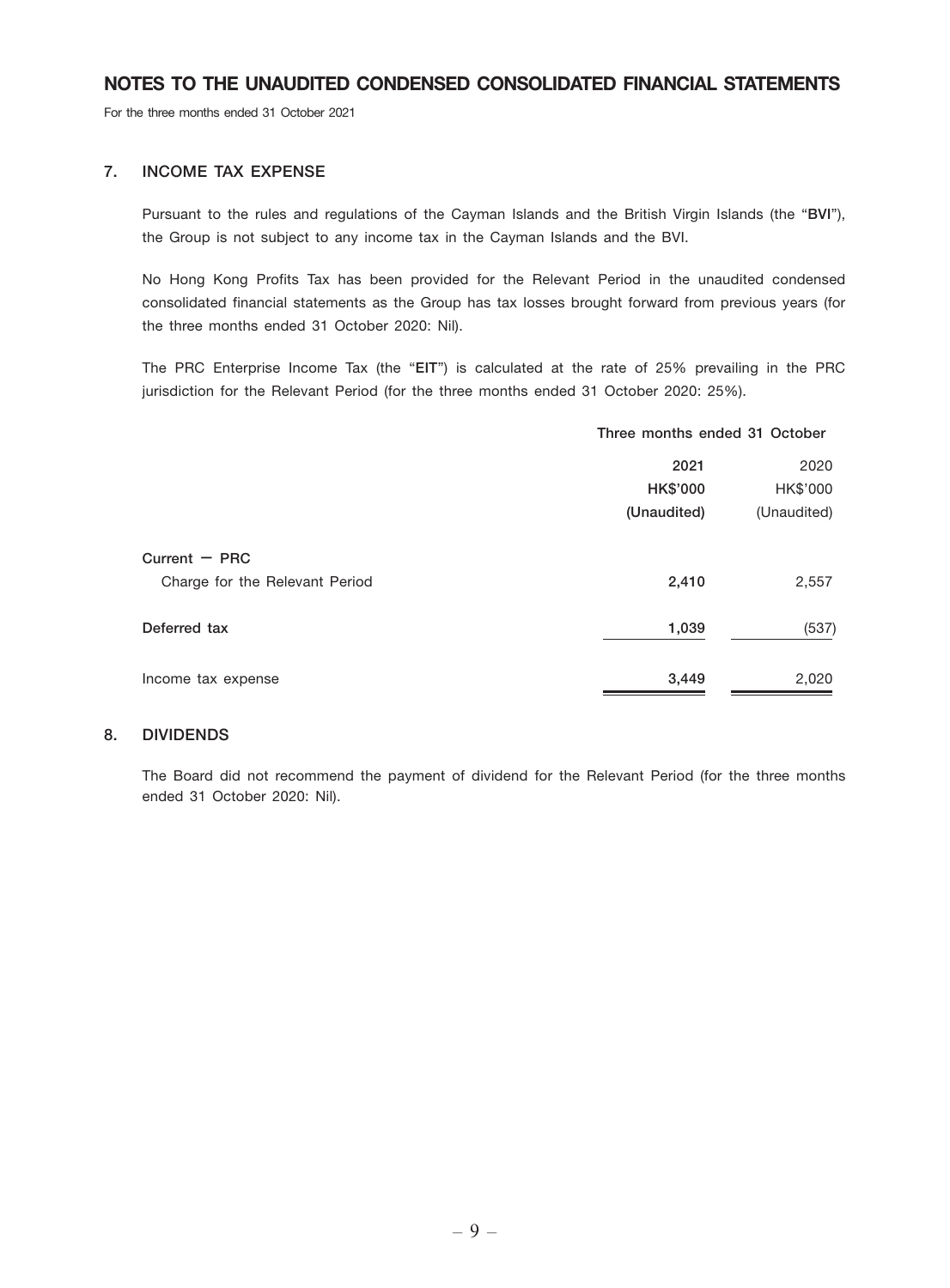# NOTES TO THE UNAUDITED CONDENSED CONSOLIDATED FINANCIAL STATEMENTS

For the three months ended 31 October 2021

## 7. INCOME TAX EXPENSE

Pursuant to the rules and regulations of the Cayman Islands and the British Virgin Islands (the "**BVI**"), the Group is not subject to any income tax in the Cayman Islands and the BVI.

No Hong Kong Profits Tax has been provided for the Relevant Period in the unaudited condensed consolidated financial statements as the Group has tax losses brought forward from previous years (for the three months ended 31 October 2020: Nil).

The PRC Enterprise Income Tax (the "**EIT**") is calculated at the rate of 25% prevailing in the PRC jurisdiction for the Relevant Period (for the three months ended 31 October 2020: 25%).

| | **Three months ended 31 October** | |
|---|---|---|
| | **2021** | 2020 |
| | **HK$'000** | HK$'000 |
| | **(Unaudited)** | (Unaudited) |
| **Current — PRC** | | |
| Charge for the Relevant Period | **2,410** | 2,557 |
| **Deferred tax** | **1,039** | (537) |
| Income tax expense | **3,449** | 2,020 |

## 8. DIVIDENDS

The Board did not recommend the payment of dividend for the Relevant Period (for the three months ended 31 October 2020: Nil).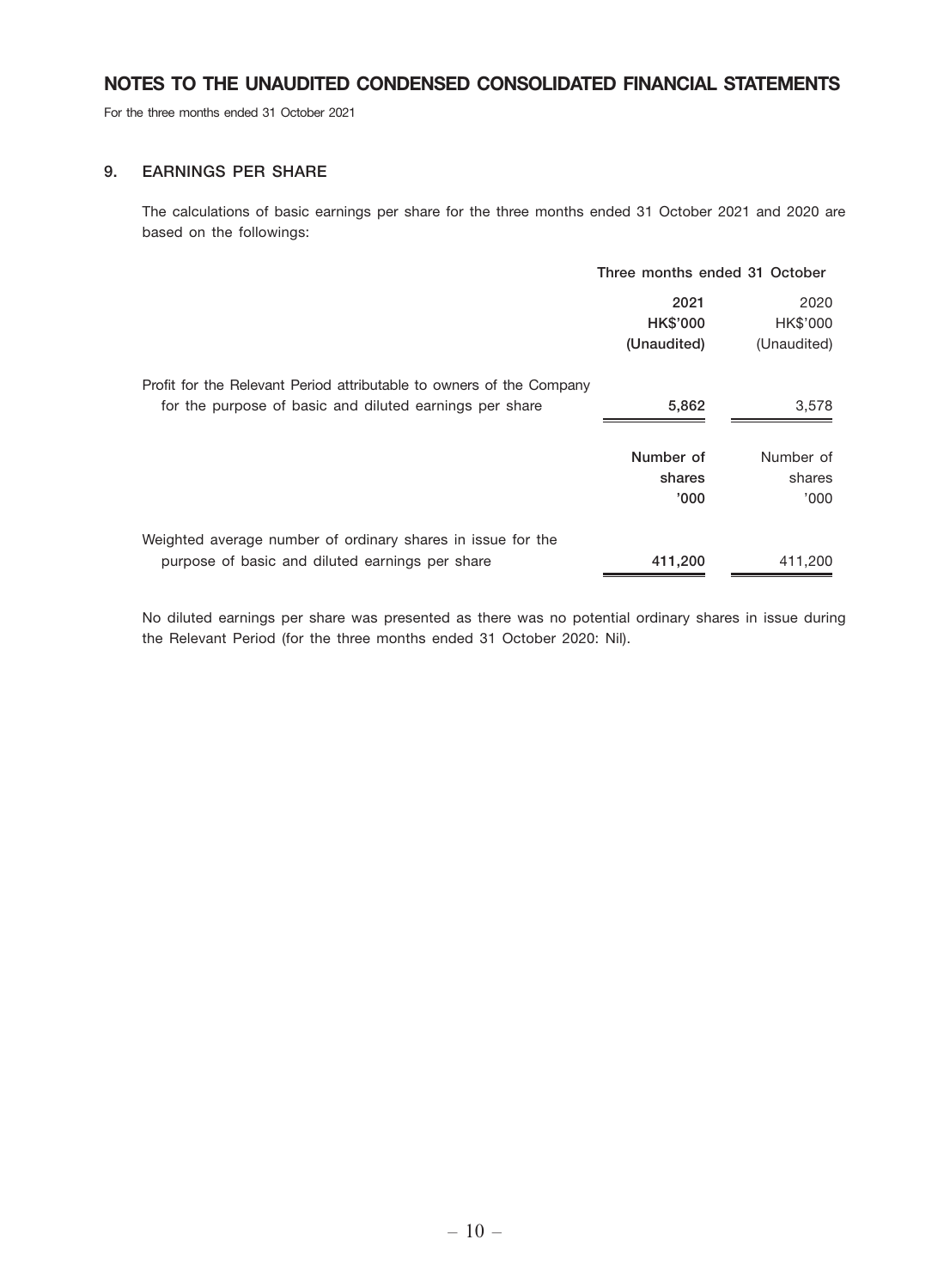# NOTES TO THE UNAUDITED CONDENSED CONSOLIDATED FINANCIAL STATEMENTS

For the three months ended 31 October 2021

## 9. EARNINGS PER SHARE

The calculations of basic earnings per share for the three months ended 31 October 2021 and 2020 are based on the followings:

| | Three months ended 31 October | |
|---|---|---|
| | **2021** | 2020 |
| | **HK$'000** | HK$'000 |
| | **(Unaudited)** | (Unaudited) |
| Profit for the Relevant Period attributable to owners of the Company for the purpose of basic and diluted earnings per share | **5,862** | 3,578 |
| | **Number of shares** | Number of shares |
| | **'000** | '000 |
| Weighted average number of ordinary shares in issue for the purpose of basic and diluted earnings per share | **411,200** | 411,200 |

No diluted earnings per share was presented as there was no potential ordinary shares in issue during the Relevant Period (for the three months ended 31 October 2020: Nil).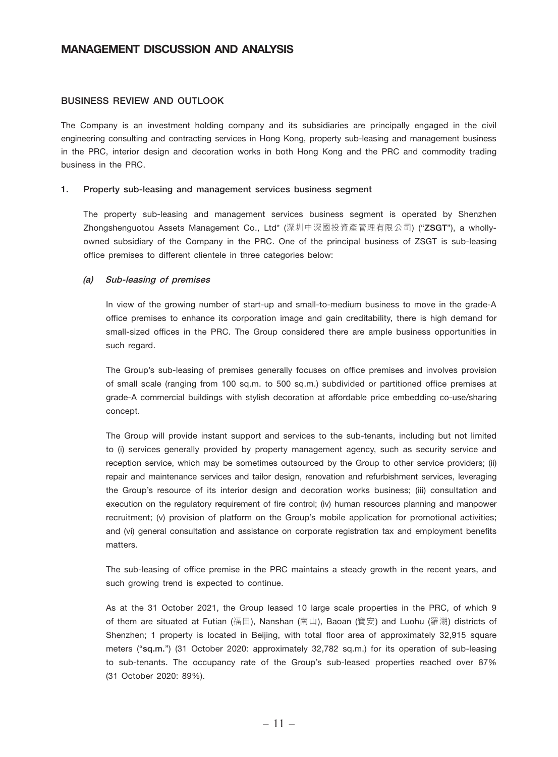# MANAGEMENT DISCUSSION AND ANALYSIS

## BUSINESS REVIEW AND OUTLOOK

The Company is an investment holding company and its subsidiaries are principally engaged in the civil engineering consulting and contracting services in Hong Kong, property sub-leasing and management business in the PRC, interior design and decoration works in both Hong Kong and the PRC and commodity trading business in the PRC.

### 1. Property sub-leasing and management services business segment

The property sub-leasing and management services business segment is operated by Shenzhen Zhongshenguotou Assets Management Co., Ltd* (深圳中深國投資產管理有限公司) ("**ZSGT**"), a wholly-owned subsidiary of the Company in the PRC. One of the principal business of ZSGT is sub-leasing office premises to different clientele in three categories below:

#### *(a) Sub-leasing of premises*

In view of the growing number of start-up and small-to-medium business to move in the grade-A office premises to enhance its corporation image and gain creditability, there is high demand for small-sized offices in the PRC. The Group considered there are ample business opportunities in such regard.

The Group's sub-leasing of premises generally focuses on office premises and involves provision of small scale (ranging from 100 sq.m. to 500 sq.m.) subdivided or partitioned office premises at grade-A commercial buildings with stylish decoration at affordable price embedding co-use/sharing concept.

The Group will provide instant support and services to the sub-tenants, including but not limited to (i) services generally provided by property management agency, such as security service and reception service, which may be sometimes outsourced by the Group to other service providers; (ii) repair and maintenance services and tailor design, renovation and refurbishment services, leveraging the Group's resource of its interior design and decoration works business; (iii) consultation and execution on the regulatory requirement of fire control; (iv) human resources planning and manpower recruitment; (v) provision of platform on the Group's mobile application for promotional activities; and (vi) general consultation and assistance on corporate registration tax and employment benefits matters.

The sub-leasing of office premise in the PRC maintains a steady growth in the recent years, and such growing trend is expected to continue.

As at the 31 October 2021, the Group leased 10 large scale properties in the PRC, of which 9 of them are situated at Futian (福田), Nanshan (南山), Baoan (寶安) and Luohu (羅湖) districts of Shenzhen; 1 property is located in Beijing, with total floor area of approximately 32,915 square meters ("**sq.m.**") (31 October 2020: approximately 32,782 sq.m.) for its operation of sub-leasing to sub-tenants. The occupancy rate of the Group's sub-leased properties reached over 87% (31 October 2020: 89%).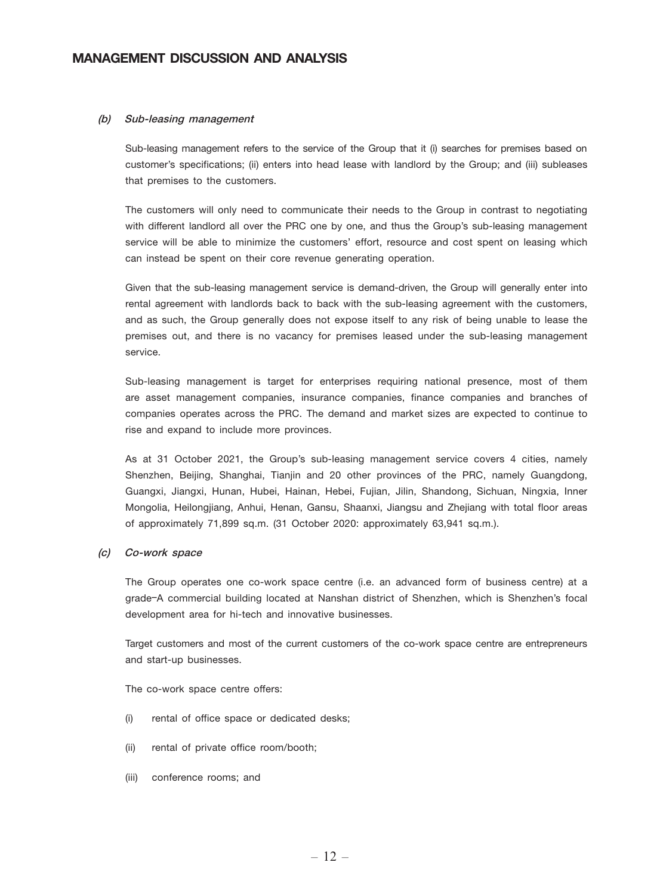## MANAGEMENT DISCUSSION AND ANALYSIS

### *(b) Sub-leasing management*

Sub-leasing management refers to the service of the Group that it (i) searches for premises based on customer's specifications; (ii) enters into head lease with landlord by the Group; and (iii) subleases that premises to the customers.

The customers will only need to communicate their needs to the Group in contrast to negotiating with different landlord all over the PRC one by one, and thus the Group's sub-leasing management service will be able to minimize the customers' effort, resource and cost spent on leasing which can instead be spent on their core revenue generating operation.

Given that the sub-leasing management service is demand-driven, the Group will generally enter into rental agreement with landlords back to back with the sub-leasing agreement with the customers, and as such, the Group generally does not expose itself to any risk of being unable to lease the premises out, and there is no vacancy for premises leased under the sub-leasing management service.

Sub-leasing management is target for enterprises requiring national presence, most of them are asset management companies, insurance companies, finance companies and branches of companies operates across the PRC. The demand and market sizes are expected to continue to rise and expand to include more provinces.

As at 31 October 2021, the Group's sub-leasing management service covers 4 cities, namely Shenzhen, Beijing, Shanghai, Tianjin and 20 other provinces of the PRC, namely Guangdong, Guangxi, Jiangxi, Hunan, Hubei, Hainan, Hebei, Fujian, Jilin, Shandong, Sichuan, Ningxia, Inner Mongolia, Heilongjiang, Anhui, Henan, Gansu, Shaanxi, Jiangsu and Zhejiang with total floor areas of approximately 71,899 sq.m. (31 October 2020: approximately 63,941 sq.m.).

### *(c) Co-work space*

The Group operates one co-work space centre (i.e. an advanced form of business centre) at a grade–A commercial building located at Nanshan district of Shenzhen, which is Shenzhen's focal development area for hi-tech and innovative businesses.

Target customers and most of the current customers of the co-work space centre are entrepreneurs and start-up businesses.

The co-work space centre offers:

(i) rental of office space or dedicated desks;

(ii) rental of private office room/booth;

(iii) conference rooms; and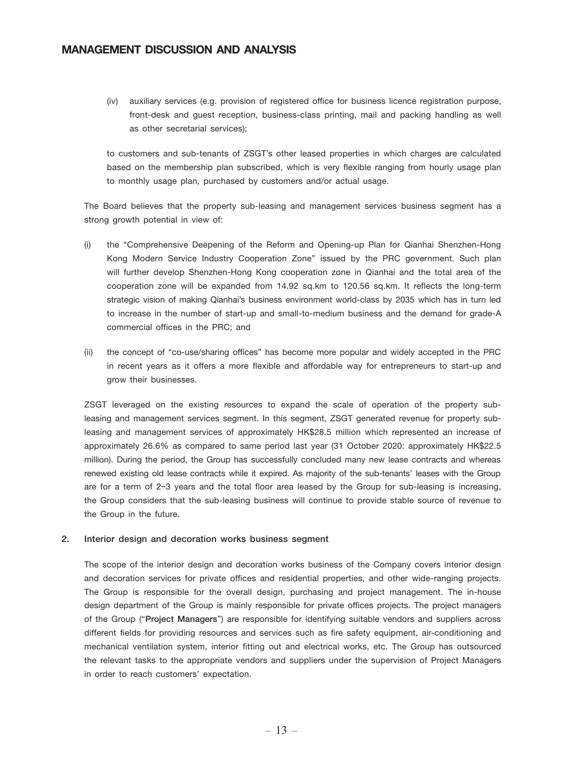(iv) auxiliary services (e.g. provision of registered office for business licence registration purpose, front-desk and guest reception, business-class printing, mail and packing handling as well as other secretarial services);

to customers and sub-tenants of ZSGT's other leased properties in which charges are calculated based on the membership plan subscribed, which is very flexible ranging from hourly usage plan to monthly usage plan, purchased by customers and/or actual usage.

The Board believes that the property sub-leasing and management services business segment has a strong growth potential in view of:

(i) the "Comprehensive Deepening of the Reform and Opening-up Plan for Qianhai Shenzhen-Hong Kong Modern Service Industry Cooperation Zone" issued by the PRC government. Such plan will further develop Shenzhen-Hong Kong cooperation zone in Qianhai and the total area of the cooperation zone will be expanded from 14.92 sq.km to 120.56 sq.km. It reflects the long-term strategic vision of making Qianhai's business environment world-class by 2035 which has in turn led to increase in the number of start-up and small-to-medium business and the demand for grade-A commercial offices in the PRC; and

(ii) the concept of "co-use/sharing offices" has become more popular and widely accepted in the PRC in recent years as it offers a more flexible and affordable way for entrepreneurs to start-up and grow their businesses.

ZSGT leveraged on the existing resources to expand the scale of operation of the property sub-leasing and management services segment. In this segment, ZSGT generated revenue for property sub-leasing and management services of approximately HK$28.5 million which represented an increase of approximately 26.6% as compared to same period last year (31 October 2020: approximately HK$22.5 million). During the period, the Group has successfully concluded many new lease contracts and whereas renewed existing old lease contracts while it expired. As majority of the sub-tenants' leases with the Group are for a term of 2–3 years and the total floor area leased by the Group for sub-leasing is increasing, the Group considers that the sub-leasing business will continue to provide stable source of revenue to the Group in the future.

### 2. Interior design and decoration works business segment

The scope of the interior design and decoration works business of the Company covers interior design and decoration services for private offices and residential properties, and other wide-ranging projects. The Group is responsible for the overall design, purchasing and project management. The in-house design department of the Group is mainly responsible for private offices projects. The project managers of the Group ("**Project Managers**") are responsible for identifying suitable vendors and suppliers across different fields for providing resources and services such as fire safety equipment, air-conditioning and mechanical ventilation system, interior fitting out and electrical works, etc. The Group has outsourced the relevant tasks to the appropriate vendors and suppliers under the supervision of Project Managers in order to reach customers' expectation.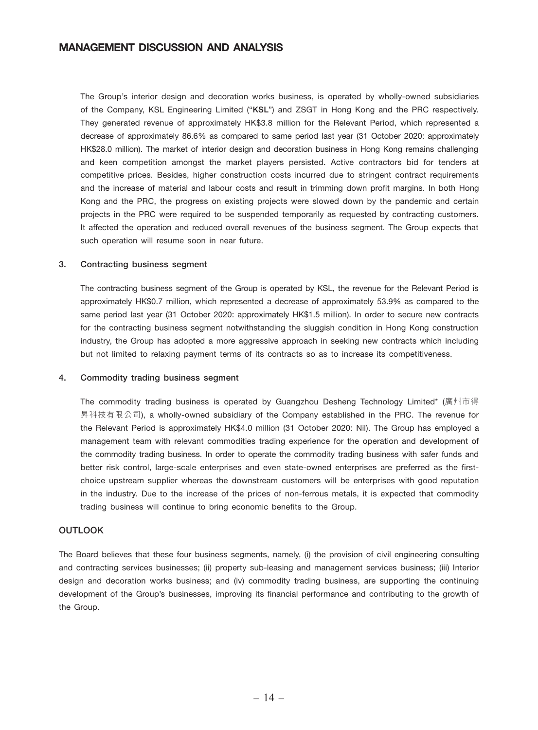The Group's interior design and decoration works business, is operated by wholly-owned subsidiaries of the Company, KSL Engineering Limited ("**KSL**") and ZSGT in Hong Kong and the PRC respectively. They generated revenue of approximately HK$3.8 million for the Relevant Period, which represented a decrease of approximately 86.6% as compared to same period last year (31 October 2020: approximately HK$28.0 million). The market of interior design and decoration business in Hong Kong remains challenging and keen competition amongst the market players persisted. Active contractors bid for tenders at competitive prices. Besides, higher construction costs incurred due to stringent contract requirements and the increase of material and labour costs and result in trimming down profit margins. In both Hong Kong and the PRC, the progress on existing projects were slowed down by the pandemic and certain projects in the PRC were required to be suspended temporarily as requested by contracting customers. It affected the operation and reduced overall revenues of the business segment. The Group expects that such operation will resume soon in near future.

### 3. Contracting business segment

The contracting business segment of the Group is operated by KSL, the revenue for the Relevant Period is approximately HK$0.7 million, which represented a decrease of approximately 53.9% as compared to the same period last year (31 October 2020: approximately HK$1.5 million). In order to secure new contracts for the contracting business segment notwithstanding the sluggish condition in Hong Kong construction industry, the Group has adopted a more aggressive approach in seeking new contracts which including but not limited to relaxing payment terms of its contracts so as to increase its competitiveness.

### 4. Commodity trading business segment

The commodity trading business is operated by Guangzhou Desheng Technology Limited* (廣州市得昇科技有限公司), a wholly-owned subsidiary of the Company established in the PRC. The revenue for the Relevant Period is approximately HK$4.0 million (31 October 2020: Nil). The Group has employed a management team with relevant commodities trading experience for the operation and development of the commodity trading business. In order to operate the commodity trading business with safer funds and better risk control, large-scale enterprises and even state-owned enterprises are preferred as the first-choice upstream supplier whereas the downstream customers will be enterprises with good reputation in the industry. Due to the increase of the prices of non-ferrous metals, it is expected that commodity trading business will continue to bring economic benefits to the Group.

## OUTLOOK

The Board believes that these four business segments, namely, (i) the provision of civil engineering consulting and contracting services businesses; (ii) property sub-leasing and management services business; (iii) Interior design and decoration works business; and (iv) commodity trading business, are supporting the continuing development of the Group's businesses, improving its financial performance and contributing to the growth of the Group.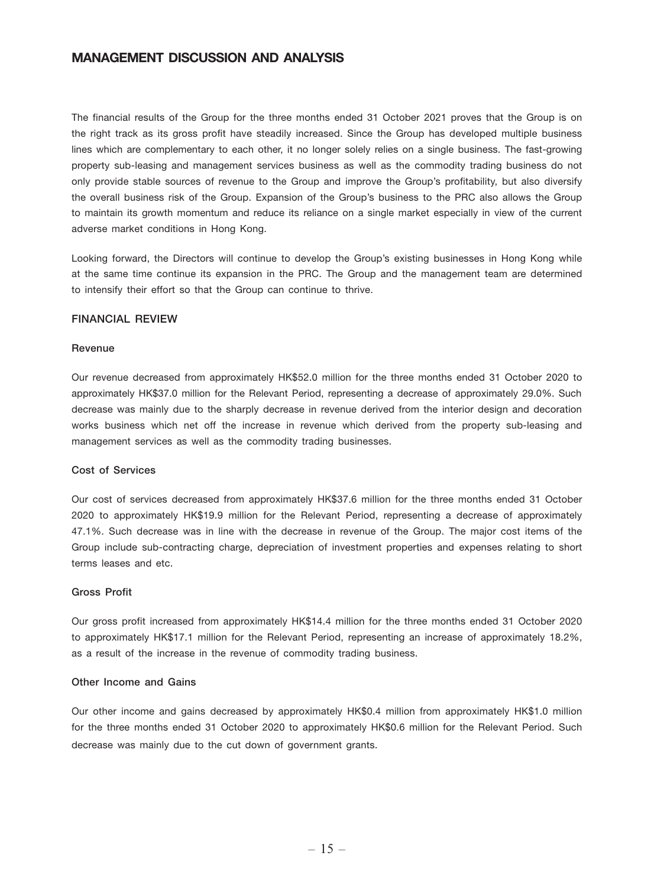# MANAGEMENT DISCUSSION AND ANALYSIS

The financial results of the Group for the three months ended 31 October 2021 proves that the Group is on the right track as its gross profit have steadily increased. Since the Group has developed multiple business lines which are complementary to each other, it no longer solely relies on a single business. The fast-growing property sub-leasing and management services business as well as the commodity trading business do not only provide stable sources of revenue to the Group and improve the Group's profitability, but also diversify the overall business risk of the Group. Expansion of the Group's business to the PRC also allows the Group to maintain its growth momentum and reduce its reliance on a single market especially in view of the current adverse market conditions in Hong Kong.

Looking forward, the Directors will continue to develop the Group's existing businesses in Hong Kong while at the same time continue its expansion in the PRC. The Group and the management team are determined to intensify their effort so that the Group can continue to thrive.

## FINANCIAL REVIEW

### Revenue

Our revenue decreased from approximately HK$52.0 million for the three months ended 31 October 2020 to approximately HK$37.0 million for the Relevant Period, representing a decrease of approximately 29.0%. Such decrease was mainly due to the sharply decrease in revenue derived from the interior design and decoration works business which net off the increase in revenue which derived from the property sub-leasing and management services as well as the commodity trading businesses.

### Cost of Services

Our cost of services decreased from approximately HK$37.6 million for the three months ended 31 October 2020 to approximately HK$19.9 million for the Relevant Period, representing a decrease of approximately 47.1%. Such decrease was in line with the decrease in revenue of the Group. The major cost items of the Group include sub-contracting charge, depreciation of investment properties and expenses relating to short terms leases and etc.

### Gross Profit

Our gross profit increased from approximately HK$14.4 million for the three months ended 31 October 2020 to approximately HK$17.1 million for the Relevant Period, representing an increase of approximately 18.2%, as a result of the increase in the revenue of commodity trading business.

### Other Income and Gains

Our other income and gains decreased by approximately HK$0.4 million from approximately HK$1.0 million for the three months ended 31 October 2020 to approximately HK$0.6 million for the Relevant Period. Such decrease was mainly due to the cut down of government grants.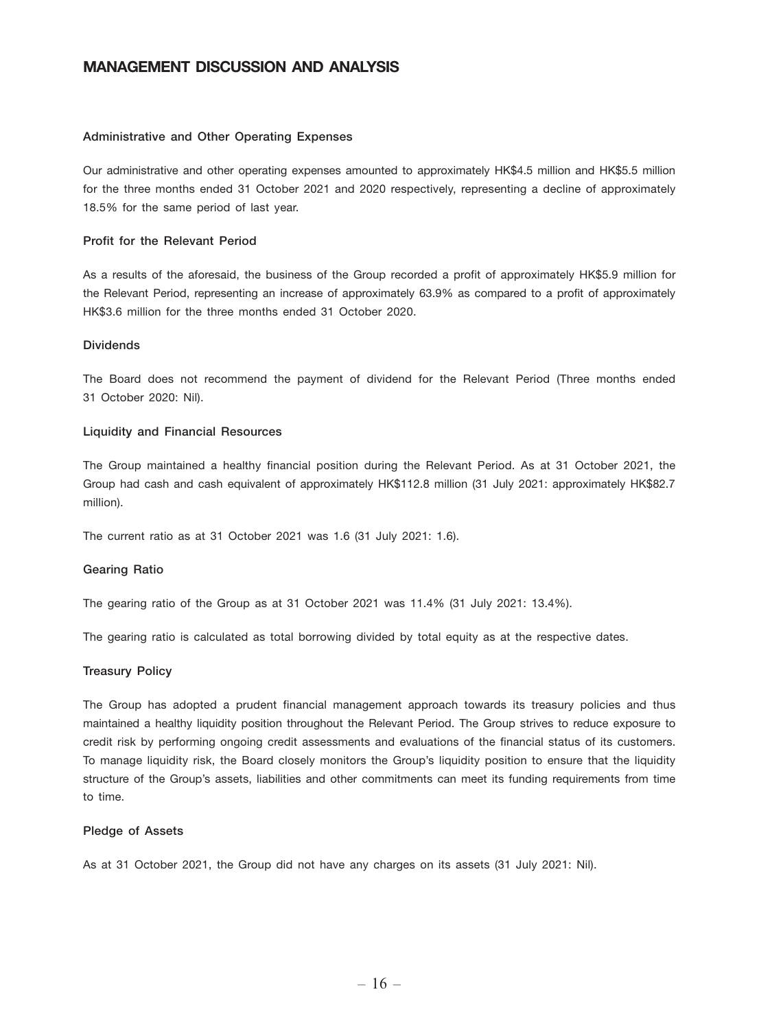# MANAGEMENT DISCUSSION AND ANALYSIS

### Administrative and Other Operating Expenses

Our administrative and other operating expenses amounted to approximately HK$4.5 million and HK$5.5 million for the three months ended 31 October 2021 and 2020 respectively, representing a decline of approximately 18.5% for the same period of last year.

### Profit for the Relevant Period

As a results of the aforesaid, the business of the Group recorded a profit of approximately HK$5.9 million for the Relevant Period, representing an increase of approximately 63.9% as compared to a profit of approximately HK$3.6 million for the three months ended 31 October 2020.

### Dividends

The Board does not recommend the payment of dividend for the Relevant Period (Three months ended 31 October 2020: Nil).

### Liquidity and Financial Resources

The Group maintained a healthy financial position during the Relevant Period. As at 31 October 2021, the Group had cash and cash equivalent of approximately HK$112.8 million (31 July 2021: approximately HK$82.7 million).

The current ratio as at 31 October 2021 was 1.6 (31 July 2021: 1.6).

### Gearing Ratio

The gearing ratio of the Group as at 31 October 2021 was 11.4% (31 July 2021: 13.4%).

The gearing ratio is calculated as total borrowing divided by total equity as at the respective dates.

### Treasury Policy

The Group has adopted a prudent financial management approach towards its treasury policies and thus maintained a healthy liquidity position throughout the Relevant Period. The Group strives to reduce exposure to credit risk by performing ongoing credit assessments and evaluations of the financial status of its customers. To manage liquidity risk, the Board closely monitors the Group's liquidity position to ensure that the liquidity structure of the Group's assets, liabilities and other commitments can meet its funding requirements from time to time.

### Pledge of Assets

As at 31 October 2021, the Group did not have any charges on its assets (31 July 2021: Nil).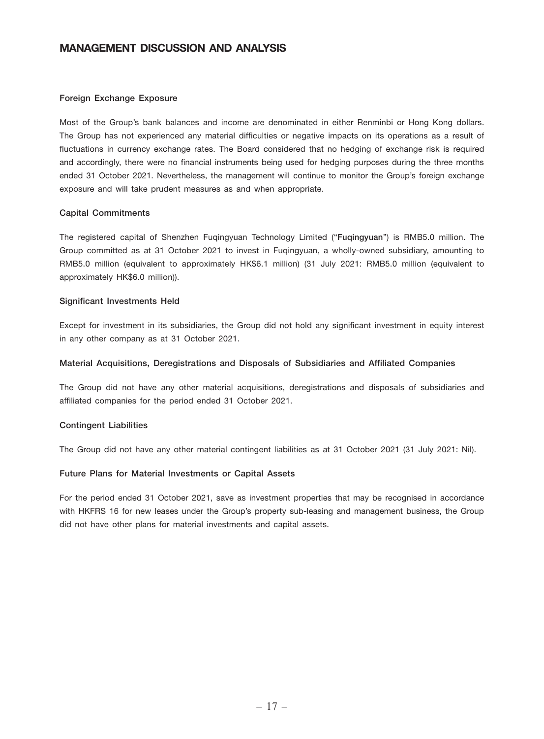# MANAGEMENT DISCUSSION AND ANALYSIS

### Foreign Exchange Exposure

Most of the Group's bank balances and income are denominated in either Renminbi or Hong Kong dollars. The Group has not experienced any material difficulties or negative impacts on its operations as a result of fluctuations in currency exchange rates. The Board considered that no hedging of exchange risk is required and accordingly, there were no financial instruments being used for hedging purposes during the three months ended 31 October 2021. Nevertheless, the management will continue to monitor the Group's foreign exchange exposure and will take prudent measures as and when appropriate.

### Capital Commitments

The registered capital of Shenzhen Fuqingyuan Technology Limited ("**Fuqingyuan**") is RMB5.0 million. The Group committed as at 31 October 2021 to invest in Fuqingyuan, a wholly-owned subsidiary, amounting to RMB5.0 million (equivalent to approximately HK$6.1 million) (31 July 2021: RMB5.0 million (equivalent to approximately HK$6.0 million)).

### Significant Investments Held

Except for investment in its subsidiaries, the Group did not hold any significant investment in equity interest in any other company as at 31 October 2021.

### Material Acquisitions, Deregistrations and Disposals of Subsidiaries and Affiliated Companies

The Group did not have any other material acquisitions, deregistrations and disposals of subsidiaries and affiliated companies for the period ended 31 October 2021.

### Contingent Liabilities

The Group did not have any other material contingent liabilities as at 31 October 2021 (31 July 2021: Nil).

### Future Plans for Material Investments or Capital Assets

For the period ended 31 October 2021, save as investment properties that may be recognised in accordance with HKFRS 16 for new leases under the Group's property sub-leasing and management business, the Group did not have other plans for material investments and capital assets.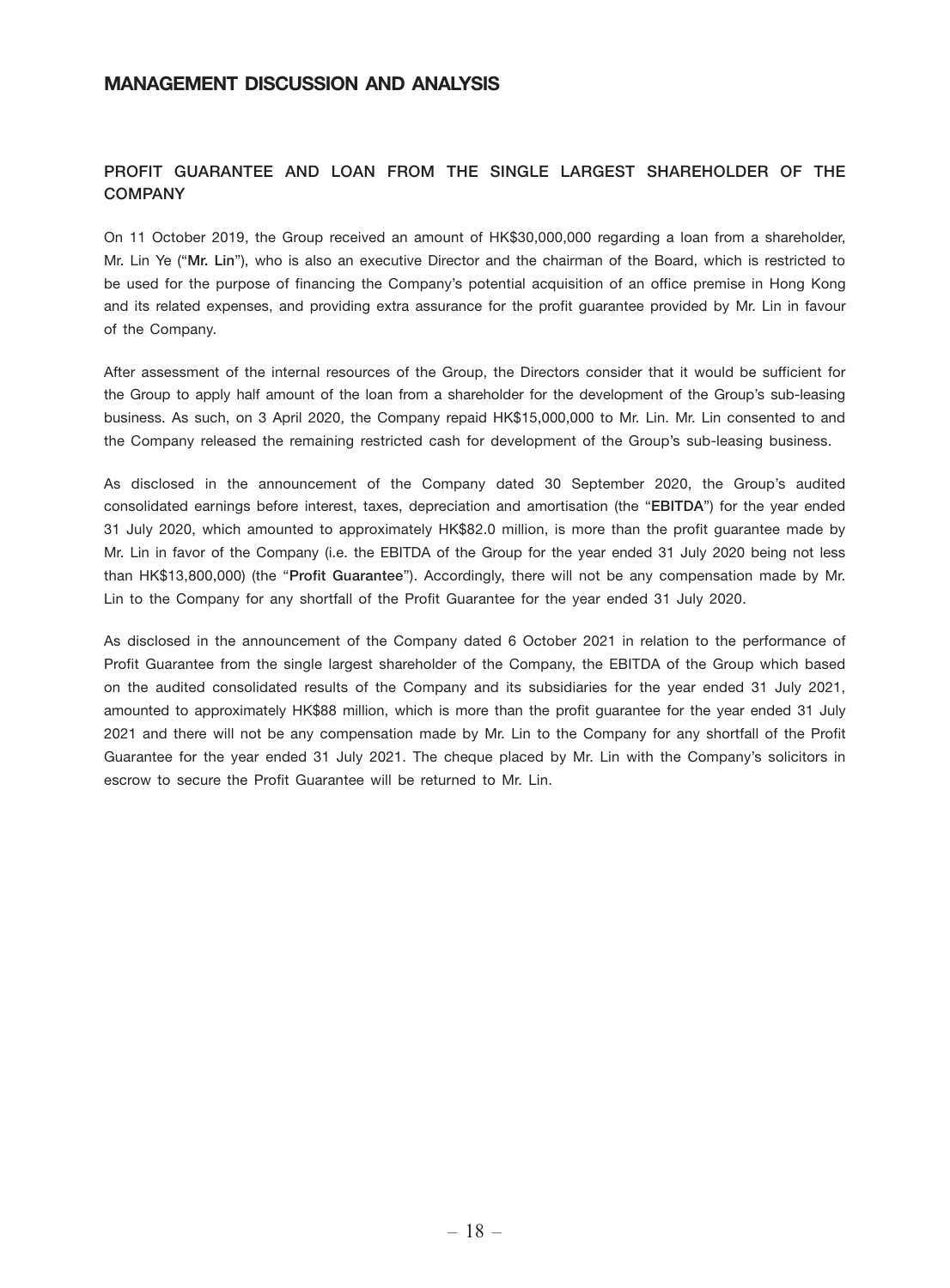# MANAGEMENT DISCUSSION AND ANALYSIS

## PROFIT GUARANTEE AND LOAN FROM THE SINGLE LARGEST SHAREHOLDER OF THE COMPANY

On 11 October 2019, the Group received an amount of HK$30,000,000 regarding a loan from a shareholder, Mr. Lin Ye ("**Mr. Lin**"), who is also an executive Director and the chairman of the Board, which is restricted to be used for the purpose of financing the Company's potential acquisition of an office premise in Hong Kong and its related expenses, and providing extra assurance for the profit guarantee provided by Mr. Lin in favour of the Company.

After assessment of the internal resources of the Group, the Directors consider that it would be sufficient for the Group to apply half amount of the loan from a shareholder for the development of the Group's sub-leasing business. As such, on 3 April 2020, the Company repaid HK$15,000,000 to Mr. Lin. Mr. Lin consented to and the Company released the remaining restricted cash for development of the Group's sub-leasing business.

As disclosed in the announcement of the Company dated 30 September 2020, the Group's audited consolidated earnings before interest, taxes, depreciation and amortisation (the "**EBITDA**") for the year ended 31 July 2020, which amounted to approximately HK$82.0 million, is more than the profit guarantee made by Mr. Lin in favor of the Company (i.e. the EBITDA of the Group for the year ended 31 July 2020 being not less than HK$13,800,000) (the "**Profit Guarantee**"). Accordingly, there will not be any compensation made by Mr. Lin to the Company for any shortfall of the Profit Guarantee for the year ended 31 July 2020.

As disclosed in the announcement of the Company dated 6 October 2021 in relation to the performance of Profit Guarantee from the single largest shareholder of the Company, the EBITDA of the Group which based on the audited consolidated results of the Company and its subsidiaries for the year ended 31 July 2021, amounted to approximately HK$88 million, which is more than the profit guarantee for the year ended 31 July 2021 and there will not be any compensation made by Mr. Lin to the Company for any shortfall of the Profit Guarantee for the year ended 31 July 2021. The cheque placed by Mr. Lin with the Company's solicitors in escrow to secure the Profit Guarantee will be returned to Mr. Lin.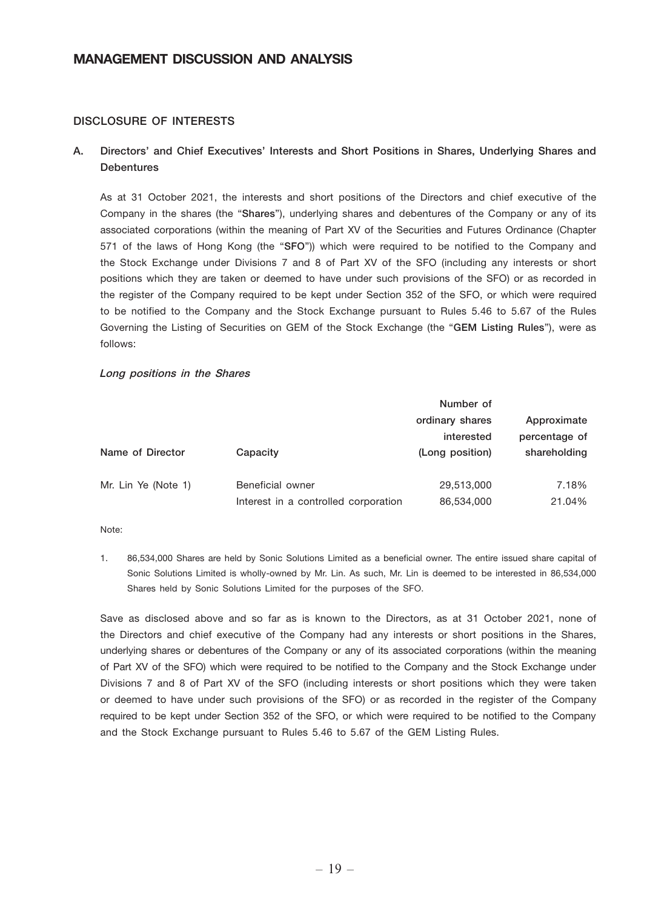# MANAGEMENT DISCUSSION AND ANALYSIS

## DISCLOSURE OF INTERESTS

### A. Directors' and Chief Executives' Interests and Short Positions in Shares, Underlying Shares and Debentures

As at 31 October 2021, the interests and short positions of the Directors and chief executive of the Company in the shares (the "**Shares**"), underlying shares and debentures of the Company or any of its associated corporations (within the meaning of Part XV of the Securities and Futures Ordinance (Chapter 571 of the laws of Hong Kong (the "**SFO**")) which were required to be notified to the Company and the Stock Exchange under Divisions 7 and 8 of Part XV of the SFO (including any interests or short positions which they are taken or deemed to have under such provisions of the SFO) or as recorded in the register of the Company required to be kept under Section 352 of the SFO, or which were required to be notified to the Company and the Stock Exchange pursuant to Rules 5.46 to 5.67 of the Rules Governing the Listing of Securities on GEM of the Stock Exchange (the "**GEM Listing Rules**"), were as follows:

***Long positions in the Shares***

| Name of Director | Capacity | Number of ordinary shares interested (Long position) | Approximate percentage of shareholding |
|---|---|---|---|
| Mr. Lin Ye (Note 1) | Beneficial owner | 29,513,000 | 7.18% |
| | Interest in a controlled corporation | 86,534,000 | 21.04% |

Note:

1. 86,534,000 Shares are held by Sonic Solutions Limited as a beneficial owner. The entire issued share capital of Sonic Solutions Limited is wholly-owned by Mr. Lin. As such, Mr. Lin is deemed to be interested in 86,534,000 Shares held by Sonic Solutions Limited for the purposes of the SFO.

Save as disclosed above and so far as is known to the Directors, as at 31 October 2021, none of the Directors and chief executive of the Company had any interests or short positions in the Shares, underlying shares or debentures of the Company or any of its associated corporations (within the meaning of Part XV of the SFO) which were required to be notified to the Company and the Stock Exchange under Divisions 7 and 8 of Part XV of the SFO (including interests or short positions which they were taken or deemed to have under such provisions of the SFO) or as recorded in the register of the Company required to be kept under Section 352 of the SFO, or which were required to be notified to the Company and the Stock Exchange pursuant to Rules 5.46 to 5.67 of the GEM Listing Rules.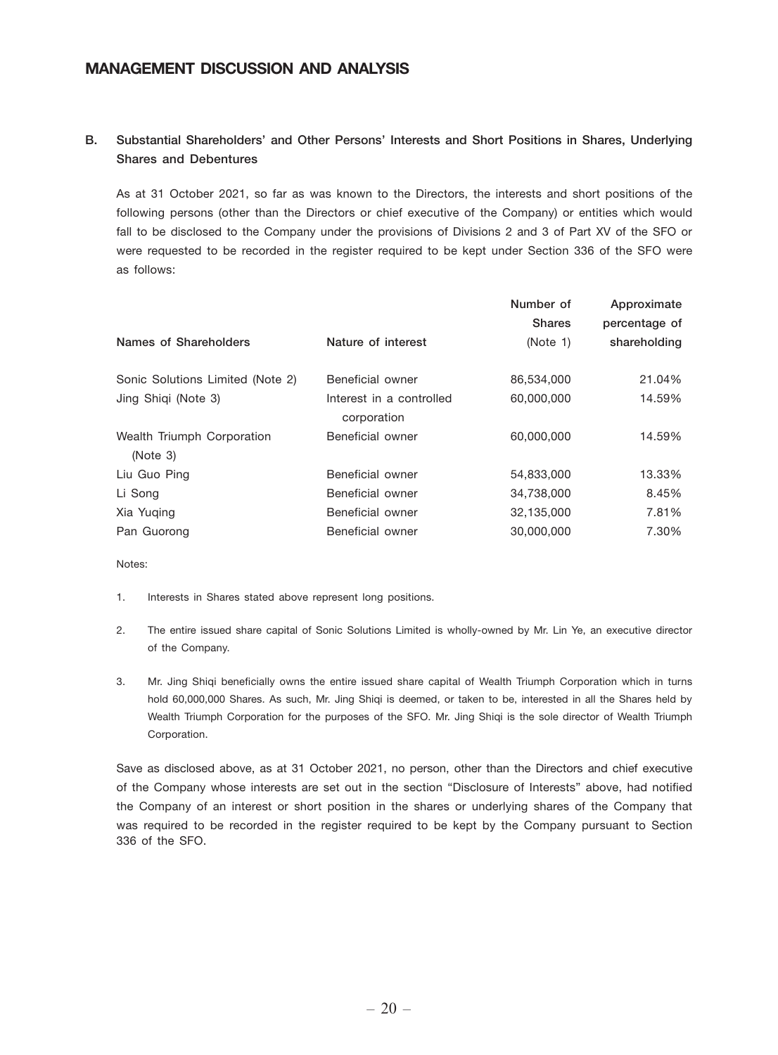## B. Substantial Shareholders' and Other Persons' Interests and Short Positions in Shares, Underlying Shares and Debentures

As at 31 October 2021, so far as was known to the Directors, the interests and short positions of the following persons (other than the Directors or chief executive of the Company) or entities which would fall to be disclosed to the Company under the provisions of Divisions 2 and 3 of Part XV of the SFO or were requested to be recorded in the register required to be kept under Section 336 of the SFO were as follows:

| Names of Shareholders | Nature of interest | Number of Shares (Note 1) | Approximate percentage of shareholding |
|---|---|---|---|
| Sonic Solutions Limited (Note 2) | Beneficial owner | 86,534,000 | 21.04% |
| Jing Shiqi (Note 3) | Interest in a controlled corporation | 60,000,000 | 14.59% |
| Wealth Triumph Corporation (Note 3) | Beneficial owner | 60,000,000 | 14.59% |
| Liu Guo Ping | Beneficial owner | 54,833,000 | 13.33% |
| Li Song | Beneficial owner | 34,738,000 | 8.45% |
| Xia Yuqing | Beneficial owner | 32,135,000 | 7.81% |
| Pan Guorong | Beneficial owner | 30,000,000 | 7.30% |

Notes:

1. Interests in Shares stated above represent long positions.

2. The entire issued share capital of Sonic Solutions Limited is wholly-owned by Mr. Lin Ye, an executive director of the Company.

3. Mr. Jing Shiqi beneficially owns the entire issued share capital of Wealth Triumph Corporation which in turns hold 60,000,000 Shares. As such, Mr. Jing Shiqi is deemed, or taken to be, interested in all the Shares held by Wealth Triumph Corporation for the purposes of the SFO. Mr. Jing Shiqi is the sole director of Wealth Triumph Corporation.

Save as disclosed above, as at 31 October 2021, no person, other than the Directors and chief executive of the Company whose interests are set out in the section "Disclosure of Interests" above, had notified the Company of an interest or short position in the shares or underlying shares of the Company that was required to be recorded in the register required to be kept by the Company pursuant to Section 336 of the SFO.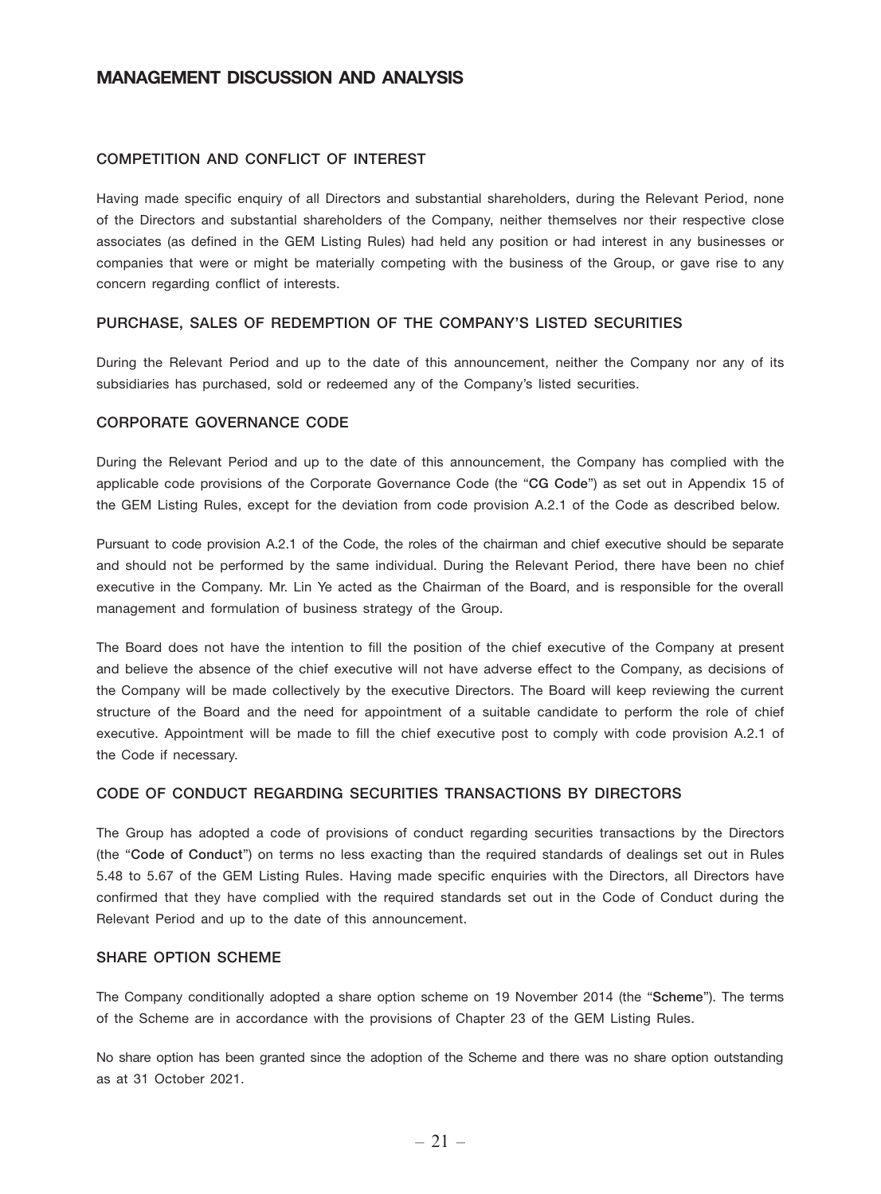# MANAGEMENT DISCUSSION AND ANALYSIS

## COMPETITION AND CONFLICT OF INTEREST

Having made specific enquiry of all Directors and substantial shareholders, during the Relevant Period, none of the Directors and substantial shareholders of the Company, neither themselves nor their respective close associates (as defined in the GEM Listing Rules) had held any position or had interest in any businesses or companies that were or might be materially competing with the business of the Group, or gave rise to any concern regarding conflict of interests.

## PURCHASE, SALES OF REDEMPTION OF THE COMPANY'S LISTED SECURITIES

During the Relevant Period and up to the date of this announcement, neither the Company nor any of its subsidiaries has purchased, sold or redeemed any of the Company's listed securities.

## CORPORATE GOVERNANCE CODE

During the Relevant Period and up to the date of this announcement, the Company has complied with the applicable code provisions of the Corporate Governance Code (the "**CG Code**") as set out in Appendix 15 of the GEM Listing Rules, except for the deviation from code provision A.2.1 of the Code as described below.

Pursuant to code provision A.2.1 of the Code, the roles of the chairman and chief executive should be separate and should not be performed by the same individual. During the Relevant Period, there have been no chief executive in the Company. Mr. Lin Ye acted as the Chairman of the Board, and is responsible for the overall management and formulation of business strategy of the Group.

The Board does not have the intention to fill the position of the chief executive of the Company at present and believe the absence of the chief executive will not have adverse effect to the Company, as decisions of the Company will be made collectively by the executive Directors. The Board will keep reviewing the current structure of the Board and the need for appointment of a suitable candidate to perform the role of chief executive. Appointment will be made to fill the chief executive post to comply with code provision A.2.1 of the Code if necessary.

## CODE OF CONDUCT REGARDING SECURITIES TRANSACTIONS BY DIRECTORS

The Group has adopted a code of provisions of conduct regarding securities transactions by the Directors (the "**Code of Conduct**") on terms no less exacting than the required standards of dealings set out in Rules 5.48 to 5.67 of the GEM Listing Rules. Having made specific enquiries with the Directors, all Directors have confirmed that they have complied with the required standards set out in the Code of Conduct during the Relevant Period and up to the date of this announcement.

## SHARE OPTION SCHEME

The Company conditionally adopted a share option scheme on 19 November 2014 (the "**Scheme**"). The terms of the Scheme are in accordance with the provisions of Chapter 23 of the GEM Listing Rules.

No share option has been granted since the adoption of the Scheme and there was no share option outstanding as at 31 October 2021.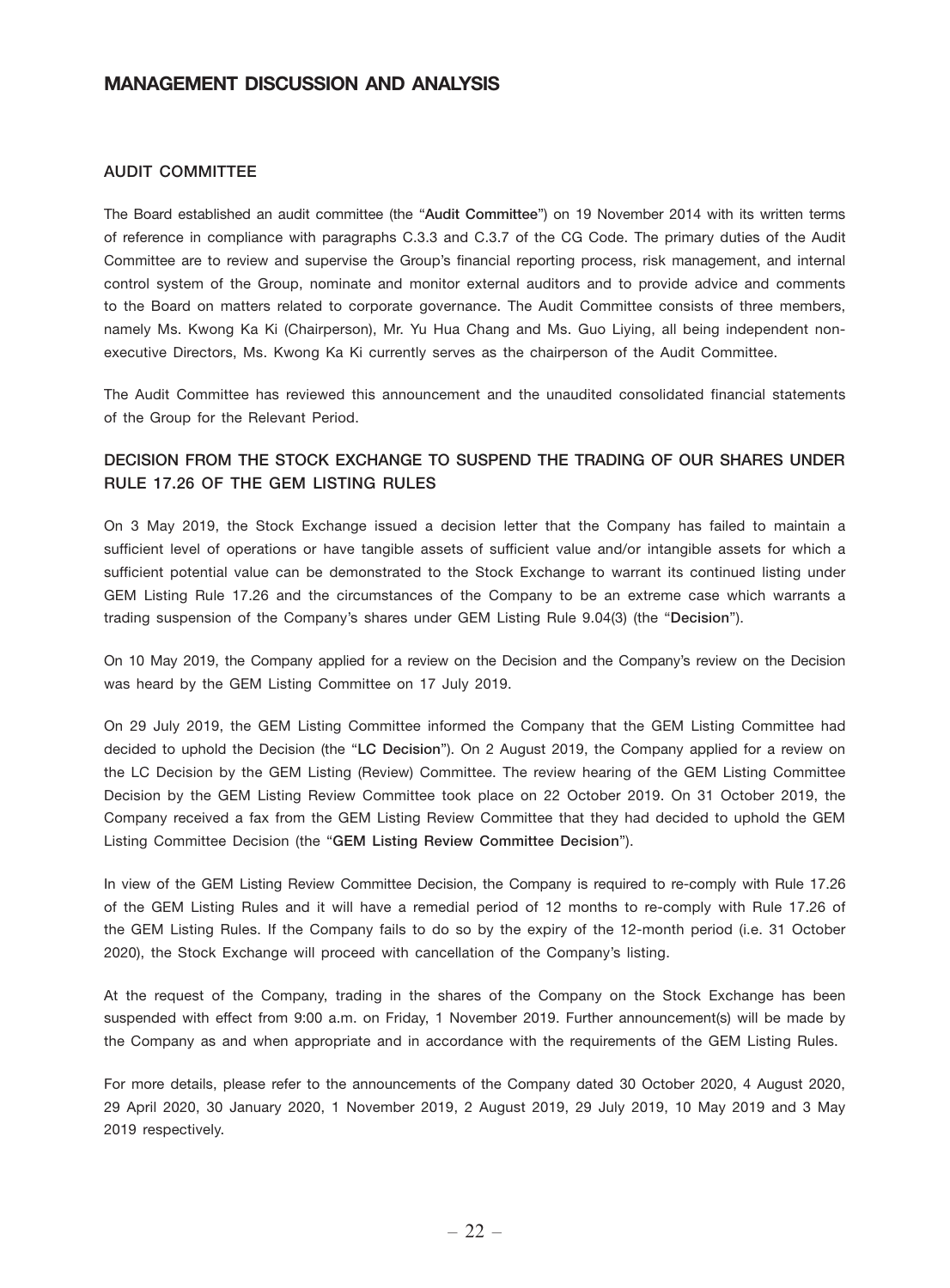# MANAGEMENT DISCUSSION AND ANALYSIS

## AUDIT COMMITTEE

The Board established an audit committee (the "**Audit Committee**") on 19 November 2014 with its written terms of reference in compliance with paragraphs C.3.3 and C.3.7 of the CG Code. The primary duties of the Audit Committee are to review and supervise the Group's financial reporting process, risk management, and internal control system of the Group, nominate and monitor external auditors and to provide advice and comments to the Board on matters related to corporate governance. The Audit Committee consists of three members, namely Ms. Kwong Ka Ki (Chairperson), Mr. Yu Hua Chang and Ms. Guo Liying, all being independent non-executive Directors, Ms. Kwong Ka Ki currently serves as the chairperson of the Audit Committee.

The Audit Committee has reviewed this announcement and the unaudited consolidated financial statements of the Group for the Relevant Period.

## DECISION FROM THE STOCK EXCHANGE TO SUSPEND THE TRADING OF OUR SHARES UNDER RULE 17.26 OF THE GEM LISTING RULES

On 3 May 2019, the Stock Exchange issued a decision letter that the Company has failed to maintain a sufficient level of operations or have tangible assets of sufficient value and/or intangible assets for which a sufficient potential value can be demonstrated to the Stock Exchange to warrant its continued listing under GEM Listing Rule 17.26 and the circumstances of the Company to be an extreme case which warrants a trading suspension of the Company's shares under GEM Listing Rule 9.04(3) (the "**Decision**").

On 10 May 2019, the Company applied for a review on the Decision and the Company's review on the Decision was heard by the GEM Listing Committee on 17 July 2019.

On 29 July 2019, the GEM Listing Committee informed the Company that the GEM Listing Committee had decided to uphold the Decision (the "**LC Decision**"). On 2 August 2019, the Company applied for a review on the LC Decision by the GEM Listing (Review) Committee. The review hearing of the GEM Listing Committee Decision by the GEM Listing Review Committee took place on 22 October 2019. On 31 October 2019, the Company received a fax from the GEM Listing Review Committee that they had decided to uphold the GEM Listing Committee Decision (the "**GEM Listing Review Committee Decision**").

In view of the GEM Listing Review Committee Decision, the Company is required to re-comply with Rule 17.26 of the GEM Listing Rules and it will have a remedial period of 12 months to re-comply with Rule 17.26 of the GEM Listing Rules. If the Company fails to do so by the expiry of the 12-month period (i.e. 31 October 2020), the Stock Exchange will proceed with cancellation of the Company's listing.

At the request of the Company, trading in the shares of the Company on the Stock Exchange has been suspended with effect from 9:00 a.m. on Friday, 1 November 2019. Further announcement(s) will be made by the Company as and when appropriate and in accordance with the requirements of the GEM Listing Rules.

For more details, please refer to the announcements of the Company dated 30 October 2020, 4 August 2020, 29 April 2020, 30 January 2020, 1 November 2019, 2 August 2019, 29 July 2019, 10 May 2019 and 3 May 2019 respectively.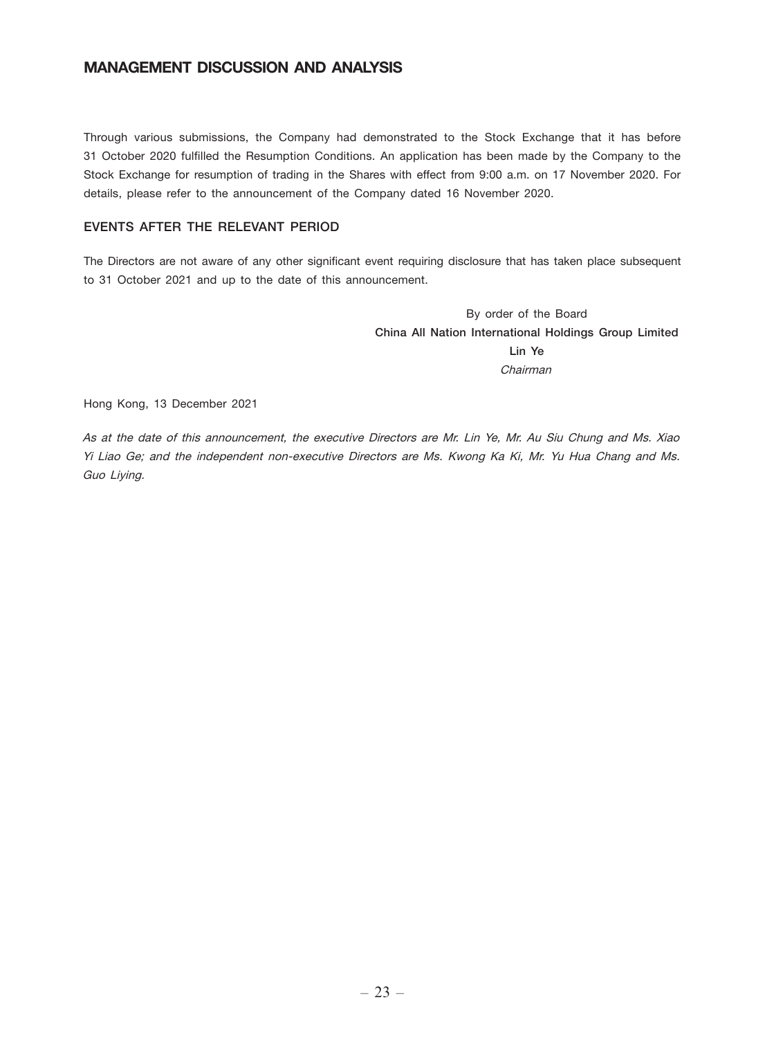## MANAGEMENT DISCUSSION AND ANALYSIS

Through various submissions, the Company had demonstrated to the Stock Exchange that it has before 31 October 2020 fulfilled the Resumption Conditions. An application has been made by the Company to the Stock Exchange for resumption of trading in the Shares with effect from 9:00 a.m. on 17 November 2020. For details, please refer to the announcement of the Company dated 16 November 2020.

### EVENTS AFTER THE RELEVANT PERIOD

The Directors are not aware of any other significant event requiring disclosure that has taken place subsequent to 31 October 2021 and up to the date of this announcement.

By order of the Board
**China All Nation International Holdings Group Limited**
**Lin Ye**
*Chairman*

Hong Kong, 13 December 2021

*As at the date of this announcement, the executive Directors are Mr. Lin Ye, Mr. Au Siu Chung and Ms. Xiao Yi Liao Ge; and the independent non-executive Directors are Ms. Kwong Ka Ki, Mr. Yu Hua Chang and Ms. Guo Liying.*